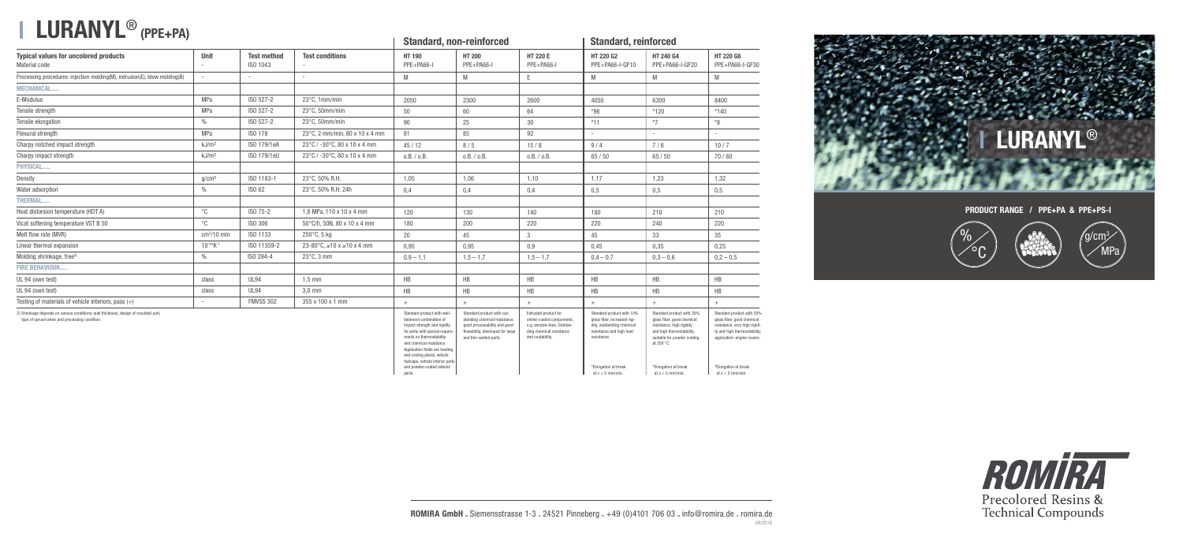# LURANYL® (PPE+PA)

| Typical values for uncolored products / Material code | Unit | Test method ISO 1043 | Test conditions | Standard, non-reinforced HT 190 PPE+PA66-I | HT 200 PPE+PA66-I | HT 220 E PPE+PA66-I | Standard, reinforced HT 220 G2 PPE+PA66-I-GF10 | HT 240 G4 PPE+PA66-I-GF20 | HT 220 G6 PPE+PA66-I-GF30 |
|---|---|---|---|---|---|---|---|---|---|
| Processing procedures: injection molding(M), extrusion(E), blow molding(B) | - | - | - | M | M | E | M | M | M |
| **MECHANICAL.....** | | | | | | | | | |
| E-Modulus | MPa | ISO 527-2 | 23°C, 1mm/min | 2050 | 2300 | 2600 | 4050 | 6300 | 8400 |
| Tensile strength | MPa | ISO 527-2 | 23°C, 50mm/min | 50 | 60 | 64 | *96 | *120 | *140 |
| Tensile elongation | % | ISO 527-2 | 23°C, 50mm/min | 90 | 25 | 30 | *11 | *7 | *6 |
| Flexural strength | MPa | ISO 178 | 23°C, 2 mm/min, 80 x 10 x 4 mm | 81 | 85 | 92 | - | - | - |
| Charpy notched impact strength | kJ/m² | ISO 179/1eA | 23°C / -30°C, 80 x 10 x 4 mm | 45 / 12 | 8 / 5 | 15 / 8 | 9 / 4 | 7 / 6 | 10 / 7 |
| Charpy impact strength | kJ/m² | ISO 179/1eU | 23°C / -30°C, 80 x 10 x 4 mm | o.B. / o.B. | o.B. / o.B. | o.B. / o.B. | 65 / 50 | 65 / 50 | 70 / 60 |
| **PHYSICAL.....** | | | | | | | | | |
| Density | g/cm³ | ISO 1183-1 | 23°C, 50% R.H. | 1,05 | 1,06 | 1,10 | 1,17 | 1,23 | 1,32 |
| Water adsorption | % | ISO 62 | 23°C, 50% R.H. 24h | 0,4 | 0,4 | 0,4 | 0,5 | 0,5 | 0,5 |
| **THERMAL.....** | | | | | | | | | |
| Heat distorsion temperature (HDT A) | °C | ISO 75-2 | 1,8 MPa, 110 x 10 x 4 mm | 120 | 130 | 140 | 180 | 210 | 210 |
| Vicat softening temperature VST B 50 | °C | ISO 306 | 50°C/h, 50N, 80 x 10 x 4 mm | 180 | 200 | 220 | 220 | 240 | 220 |
| Melt flow rate (MVR) | cm³/10 min | ISO 1133 | 250°C, 5 kg | 20 | 45 | 3 | 45 | 33 | 35 |
| Linear thermal expansion | $10^{-4}K^{-1}$ | ISO 11359-2 | 23-80°C, ≥10 x ≥10 x 4 mm | 0,95 | 0,95 | 0,9 | 0,45 | 0,35 | 0,25 |
| Molding shrinkage, free[2] | % | ISO 294-4 | 23°C, 3 mm | 0,9 – 1,1 | 1,5 – 1,7 | 1,5 – 1,7 | 0,4 – 0,7 | 0,3 – 0,6 | 0,2 – 0,5 |
| **FIRE BEHAVIOUR.....** | | | | | | | | | |
| UL 94 (own test) | class | UL94 | 1,5 mm | HB | HB | HB | HB | HB | HB |
| UL 94 (own test) | class | UL94 | 3,0 mm | HB | HB | HB | HB | HB | HB |
| Testing of materials of vehicle interiors, pass (+) | - | FMVSS 302 | 355 x 100 x 1 mm | + | + | + | + | + | + |
| | | | | Standard product with well-balanced combination of impact strength and rigidity for parts with special requirements on thermostability and chemical resistance. Application fields are heating and cooling plants, vehicle hubcaps, vehicle interior parts and powder-coated exterior parts. | Standard product with outstanding chemical resistance, good processability and good flowability, developed for large and thin-walled parts. | Extruded product for online-coated components, e.g. window bars. Outstanding chemical resistance and coatability. | Standard product with 10% glass fiber, increased rigidity, outstanding chemical resistance and high heat resistance. *Elongation at break at v = 5 mm/min. | Standard product with 20% glass fiber, good chemical resistance, high rigidity and high thermostability, suitable for powder coating at 200 °C. *Elongation at break at v = 5 mm/min. | Standard product with 30% glass fiber, good chemical resistance, very high rigidity and high thermostability; application: engine covers. *Elongation at break at v = 5 mm/min. |

2) Shrinkage depends on various conditions: wall thickness, design of moulded part, type of sprue/runner and processing condition.

# LURANYL®

**PRODUCT RANGE / PPE+PA & PPE+PS-I**

ROMIRA
Precolored Resins & Technical Compounds

**ROMIRA GmbH** . Siemensstrasse 1-3 . 24521 Pinneberg . +49 (0)4101 706 03 . info@romira.de . romira.de

09/2016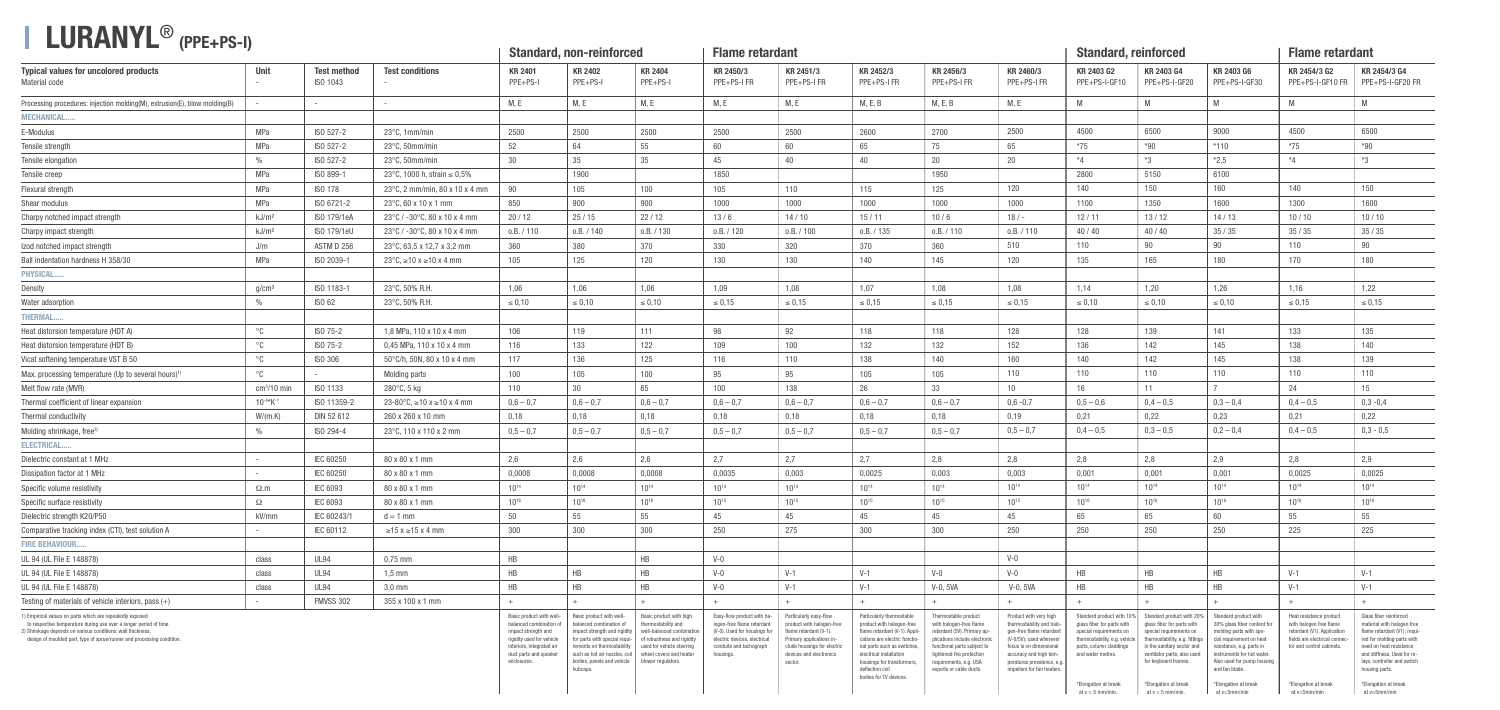# LURANYL® (PPE+PS-I)

| Typical values for uncolored products | Unit | Test method | Test conditions | Standard, non-reinforced | | | Flame retardant | | | | | Standard, reinforced | | | Flame retardant | |
|---|---|---|---|---|---|---|---|---|---|---|---|---|---|---|---|---|
| | | ISO 1043 | - | KR 2401 | KR 2402 | KR 2404 | KR 2450/3 | KR 2451/3 | KR 2452/3 | KR 2456/3 | KR 2460/3 | KR 2403 G2 | KR 2403 G4 | KR 2403 G6 | KR 2454/3 G2 | KR 2454/3 G4 |
| Material code | - | | | PPE+PS-I | PPE+PS-I | PPE+PS-I | PPE+PS-I FR | PPE+PS-I FR | PPE+PS-I FR | PPE+PS-I FR | PPE+PS-I FR | PPE+PS-I-GF10 | PPE+PS-I-GF20 | PPE+PS-I-GF30 | PPE+PS-I-GF10 FR | PPE+PS-I-GF20 FR |
| Processing procedures: injection molding(M), extrusion(E), blow molding(B) | - | - | - | M, E | M, E | M, E | M, E | M, E | M, E, B | M, E, B | M, E | M | M | M | M | M |
| **MECHANICAL.....** | | | | | | | | | | | | | | | | |
| E-Modulus | MPa | ISO 527-2 | 23°C, 1mm/min | 2500 | 2500 | 2500 | 2500 | 2500 | 2600 | 2700 | 2500 | 4500 | 6500 | 9000 | 4500 | 6500 |
| Tensile strength | MPa | ISO 527-2 | 23°C, 50mm/min | 52 | 64 | 55 | 60 | 60 | 65 | 75 | 65 | *75 | *90 | *110 | *75 | *90 |
| Tensile elongation | % | ISO 527-2 | 23°C, 50mm/min | 30 | 35 | 35 | 45 | 40 | 40 | 20 | 20 | *4 | *3 | *2,5 | *4 | *3 |
| Tensile creep | MPa | ISO 899-1 | 23°C, 1000 h, strain ≤ 0,5% | | 1900 | | 1850 | | | 1950 | | 2800 | 5150 | 6100 | | |
| Flexural strength | MPa | ISO 178 | 23°C, 2 mm/min, 80 x 10 x 4 mm | 90 | 105 | 100 | 105 | 110 | 115 | 125 | 120 | 140 | 150 | 160 | 140 | 150 |
| Shear modulus | MPa | ISO 6721-2 | 23°C, 60 x 10 x 1 mm | 850 | 900 | 900 | 1000 | 1000 | 1000 | 1000 | 1000 | 1100 | 1350 | 1600 | 1300 | 1600 |
| Charpy notched impact strength | kJ/m² | ISO 179/1eA | 23°C / -30°C, 80 x 10 x 4 mm | 20 / 12 | 25 / 15 | 22 / 12 | 13 / 6 | 14 / 10 | 15 / 11 | 10 / 6 | 18 / - | 12 / 11 | 13 / 12 | 14 / 13 | 10 / 10 | 10 / 10 |
| Charpy impact strength | kJ/m² | ISO 179/1eU | 23°C / -30°C, 80 x 10 x 4 mm | o.B. / 110 | o.B. / 140 | o.B. / 130 | o.B. / 120 | o.B. / 100 | o.B. / 135 | o.B. / 110 | o.B. / 110 | 40 / 40 | 40 / 40 | 35 / 35 | 35 / 35 | 35 / 35 |
| Izod notched impact strength | J/m | ASTM D 256 | 23°C, 63,5 x 12,7 x 3,2 mm | 360 | 380 | 370 | 330 | 320 | 370 | 360 | 510 | 110 | 90 | 90 | 110 | 90 |
| Ball indentation hardness H 358/30 | MPa | ISO 2039-1 | 23°C, ≥10 x ≥10 x 4 mm | 105 | 125 | 120 | 130 | 130 | 140 | 145 | 120 | 135 | 165 | 180 | 170 | 180 |
| **PHYSICAL.....** | | | | | | | | | | | | | | | | |
| Density | g/cm³ | ISO 1183-1 | 23°C, 50% R.H. | 1,06 | 1,06 | 1,06 | 1,09 | 1,08 | 1,07 | 1,08 | 1,08 | 1,14 | 1,20 | 1,26 | 1,16 | 1,22 |
| Water adsorption | % | ISO 62 | 23°C, 50% R.H. | ≤ 0,10 | ≤ 0,10 | ≤ 0,10 | ≤ 0,15 | ≤ 0,15 | ≤ 0,15 | ≤ 0,15 | ≤ 0,15 | ≤ 0,10 | ≤ 0,10 | ≤ 0,10 | ≤ 0,15 | ≤ 0,15 |
| **THERMAL.....** | | | | | | | | | | | | | | | | |
| Heat distorsion temperature (HDT A) | °C | ISO 75-2 | 1,8 MPa, 110 x 10 x 4 mm | 106 | 119 | 111 | 98 | 92 | 118 | 118 | 128 | 128 | 139 | 141 | 133 | 135 |
| Heat distorsion temperature (HDT B) | °C | ISO 75-2 | 0,45 MPa, 110 x 10 x 4 mm | 116 | 133 | 122 | 109 | 100 | 132 | 132 | 152 | 136 | 142 | 145 | 138 | 140 |
| Vicat softening temperature VST B 50 | °C | ISO 306 | 50°C/h, 50N, 80 x 10 x 4 mm | 117 | 136 | 125 | 116 | 110 | 138 | 140 | 160 | 140 | 142 | 145 | 138 | 139 |
| Max. processing temperature (Up to several hours)[1] | °C | - | Molding parts | 100 | 105 | 100 | 95 | 95 | 105 | 105 | 110 | 110 | 110 | 110 | 110 | 110 |
| Melt flow rate (MVR) | cm³/10 min | ISO 1133 | 280°C, 5 kg | 110 | 30 | 65 | 100 | 138 | 26 | 33 | 10 | 16 | 11 | 7 | 24 | 15 |
| Thermal coefficient of linear expansion | $10^{-4}K^{-1}$ | ISO 11359-2 | 23-80°C, ≥10 x ≥10 x 4 mm | 0,6 – 0,7 | 0,6 – 0,7 | 0,6 – 0,7 | 0,6 – 0,7 | 0,6 – 0,7 | 0,6 – 0,7 | 0,6 – 0,7 | 0,6 -0,7 | 0,5 – 0,6 | 0,4 – 0,5 | 0,3 – 0,4 | 0,4 – 0,5 | 0,3 -0,4 |
| Thermal conductivity | W/(m.K) | DIN 52 612 | 260 x 260 x 10 mm | 0,18 | 0,18 | 0,18 | 0,18 | 0,18 | 0,18 | 0,18 | 0,19 | 0,21 | 0,22 | 0,23 | 0,21 | 0,22 |
| Molding shrinkage, free[2] | % | ISO 294-4 | 23°C, 110 x 110 x 2 mm | 0,5 – 0,7 | 0,5 – 0,7 | 0,5 – 0,7 | 0,5 – 0,7 | 0,5 – 0,7 | 0,5 – 0,7 | 0,5 – 0,7 | 0,5 – 0,7 | 0,4 – 0,5 | 0,3 – 0,5 | 0,2 – 0,4 | 0,4 – 0,5 | 0,3 - 0,5 |
| **ELECTRICAL.....** | | | | | | | | | | | | | | | | |
| Dielectric constant at 1 MHz | - | IEC 60250 | 80 x 80 x 1 mm | 2,6 | 2,6 | 2,6 | 2,7 | 2,7 | 2,7 | 2,8 | 2,8 | 2,8 | 2,8 | 2,9 | 2,8 | 2,9 |
| Dissipation factor at 1 MHz | - | IEC 60250 | 80 x 80 x 1 mm | 0,0008 | 0,0008 | 0,0008 | 0,0035 | 0,003 | 0,0025 | 0,003 | 0,003 | 0,001 | 0,001 | 0,001 | 0,0025 | 0,0025 |
| Specific volume resistivity | Ω.m | IEC 6093 | 80 x 80 x 1 mm | $10^{15}$ | $10^{14}$ | $10^{14}$ | $10^{14}$ | $10^{14}$ | $10^{14}$ | $10^{14}$ | $10^{14}$ | $10^{14}$ | $10^{14}$ | $10^{14}$ | $10^{14}$ | $10^{14}$ |
| Specific surface resistivity | Ω | IEC 6093 | 80 x 80 x 1 mm | $10^{16}$ | $10^{16}$ | $10^{16}$ | $10^{15}$ | $10^{15}$ | $10^{15}$ | $10^{15}$ | $10^{15}$ | $10^{16}$ | $10^{16}$ | $10^{16}$ | $10^{16}$ | $10^{16}$ |
| Dielectric strength K20/P50 | kV/mm | IEC 60243/1 | d = 1 mm | 50 | 55 | 55 | 45 | 45 | 45 | 45 | 45 | 65 | 65 | 60 | 55 | 55 |
| Comparative tracking index (CTI), test solution A | - | IEC 60112 | ≥15 x ≥15 x 4 mm | 300 | 300 | 300 | 250 | 275 | 300 | 300 | 250 | 250 | 250 | 250 | 225 | 225 |
| **FIRE BEHAVIOUR.....** | | | | | | | | | | | | | | | | |
| UL 94 (UL File E 148878) | class | UL94 | 0,75 mm | HB | | HB | V-0 | | | | V-0 | | | | | |
| UL 94 (UL File E 148878) | class | UL94 | 1,5 mm | HB | HB | HB | V-0 | V-1 | V-1 | V-0 | V-0 | HB | HB | HB | V-1 | V-1 |
| UL 94 (UL File E 148878) | class | UL94 | 3,0 mm | HB | HB | HB | V-0 | V-1 | V-1 | V-0, 5VA | V-0, 5VA | HB | HB | HB | V-1 | V-1 |
| Testing of materials of vehicle interiors, pass (+) | - | FMVSS 302 | 355 x 100 x 1 mm | + | + | + | + | + | + | + | + | + | + | + | + | + |
| | | | | Basic product with well-balanced combination of impact strength and rigidity used for vehicle interiors, integrated air duct parts and speaker enclosures. | Basic product with well-balanced combination of impact strength and rigidity for parts with special requirements on thermostability such as hot air nozzles, coil bodies, panels and vehicle hubcaps. | Basic product with high thermostability and well-balanced combination of robustness and rigidity used for vehicle steering wheel covers and heater blower regulators. | Easy-flow product with halogen-free flame retardant (V-0). Used for housings for electric devices, electrical conduits and bar/graph housings. | Particularly easy-flow product with halogen-free flame retardant (V-1). Primary applications include housings for electric devices and electronics sector. | Particularly thermostable product with halogen-free flame retardant (V-1). Applications are electric functional parts such as switches, electrical installation housings for transformers, deflection coil bodies for TV devices. | Thermostable product with halogen-free flame retardant (5V). Primary applications include electronic functional parts subject to tightened fire protection requirements, e.g. USA exports or cable ducts. | Product with very high thermostability and halogen-free flame retardant (V-0/5V); used wherever focus is on dimensional accuracy and high temperature prevalence, e.g. impellers for fan heaters. | Standard product with 10% glass fiber for parts with special requirements on thermostability, e.g. vehicle parts, column claddings and water meters.<br><br>*Elongation at break at v = 5 mm/min. | Standard product with 20% glass fiber for parts with special requirements on thermostability, e.g. fittings in the sanitary sector and ventilator parts; also used for keyboard frames.<br><br>*Elongation at break at v = 5 mm/min. | Standard product with 30% glass fiber content for molding parts with special requirement on heat resistance, e.g. parts in instruments for hot water. Also used for pump housing and fan blade.<br><br>*Elongation at break at v=5mm/min | Heat resistance product with halogen free flame retardant (V1). Application fields are electrical connector and control cabinets.<br><br>*Elongation at break at v=5mm/min | Glass fiber reinforced material with halogen free flame retardant (V1); material for molding parts with need on heat resistance and stiffness. Used for relays, controller and switch housing parts.<br><br>*Elongation at break at v=5mm/min |

1) Empirical values on parts which are repeatedly exposed to respective temperature during use over a longer period of time.
2) Shrinkage depends on various conditions: wall thickness, design of moulded part, type of sprue/runner and processing condition.